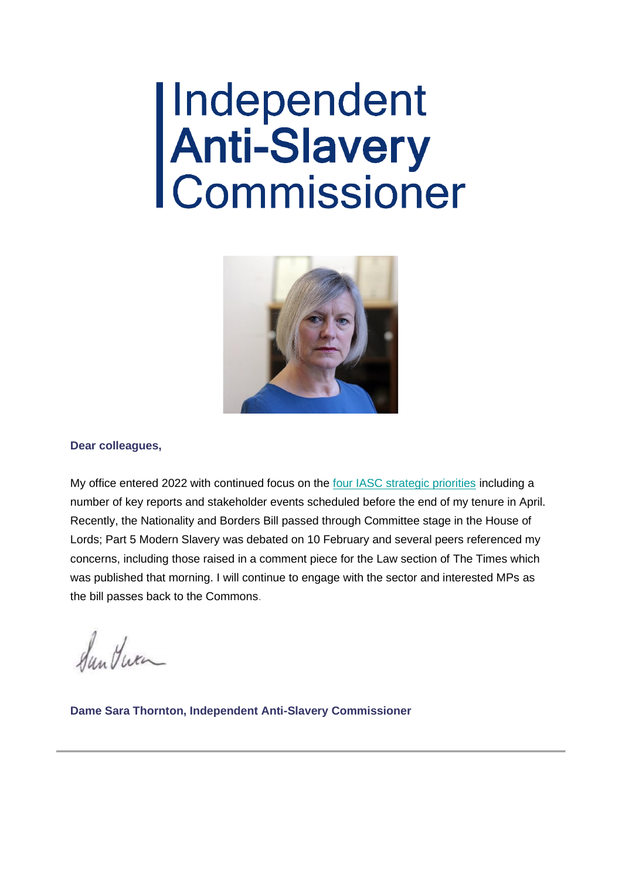# Independent Anti-Slavery Commissioner

**Dear colleagues,**

My office entered 2022 with continued focus on the four IASC strategic priorities including a number of key reports and stakeholder events scheduled before the end of my tenure in April. Recently, the Nationality and Borders Bill passed through Committee stage in the House of Lords; Part 5 Modern Slavery was debated on 10 February and several peers referenced my concerns, including those raised in a comment piece for the Law section of The Times which was published that morning. I will continue to engage with the sector and interested MPs as the bill passes back to the Commons.

**Dame Sara Thornton, Independent Anti-Slavery Commissioner**

---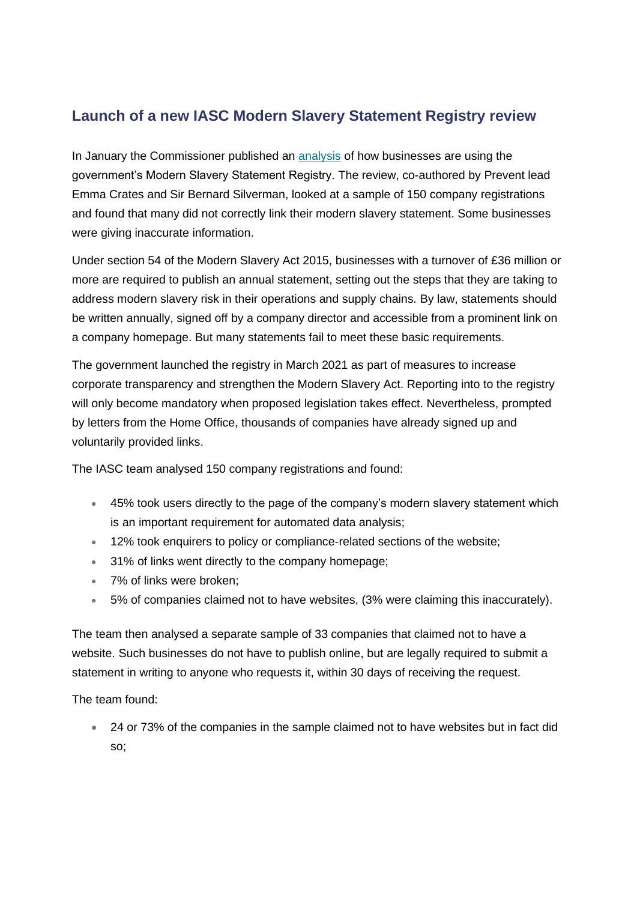## Launch of a new IASC Modern Slavery Statement Registry review

In January the Commissioner published an [analysis](analysis) of how businesses are using the government's Modern Slavery Statement Registry. The review, co-authored by Prevent lead Emma Crates and Sir Bernard Silverman, looked at a sample of 150 company registrations and found that many did not correctly link their modern slavery statement. Some businesses were giving inaccurate information.

Under section 54 of the Modern Slavery Act 2015, businesses with a turnover of £36 million or more are required to publish an annual statement, setting out the steps that they are taking to address modern slavery risk in their operations and supply chains. By law, statements should be written annually, signed off by a company director and accessible from a prominent link on a company homepage. But many statements fail to meet these basic requirements.

The government launched the registry in March 2021 as part of measures to increase corporate transparency and strengthen the Modern Slavery Act. Reporting into to the registry will only become mandatory when proposed legislation takes effect. Nevertheless, prompted by letters from the Home Office, thousands of companies have already signed up and voluntarily provided links.

The IASC team analysed 150 company registrations and found:

- 45% took users directly to the page of the company's modern slavery statement which is an important requirement for automated data analysis;
- 12% took enquirers to policy or compliance-related sections of the website;
- 31% of links went directly to the company homepage;
- 7% of links were broken;
- 5% of companies claimed not to have websites, (3% were claiming this inaccurately).

The team then analysed a separate sample of 33 companies that claimed not to have a website. Such businesses do not have to publish online, but are legally required to submit a statement in writing to anyone who requests it, within 30 days of receiving the request.

The team found:

- 24 or 73% of the companies in the sample claimed not to have websites but in fact did so;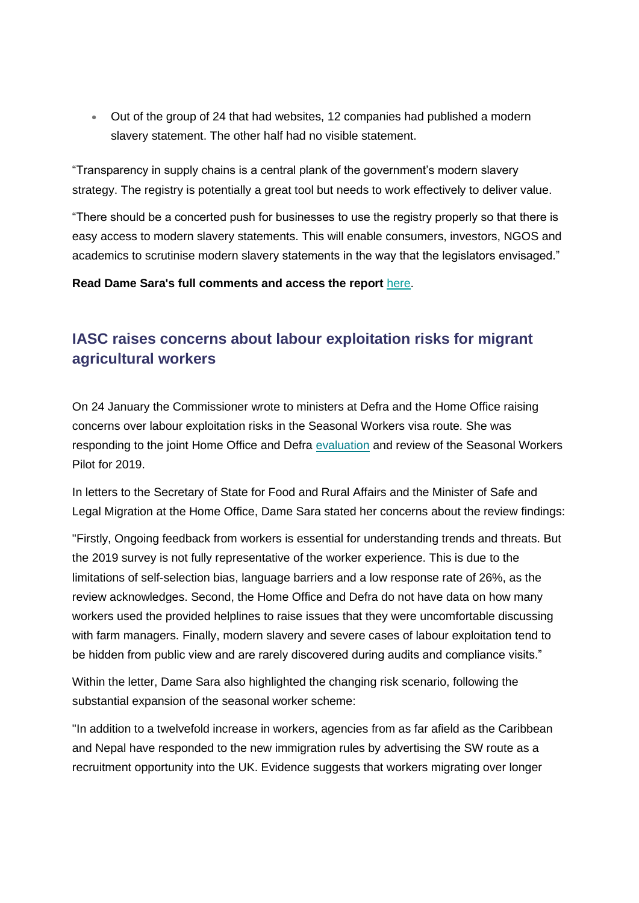- Out of the group of 24 that had websites, 12 companies had published a modern slavery statement. The other half had no visible statement.

"Transparency in supply chains is a central plank of the government's modern slavery strategy. The registry is potentially a great tool but needs to work effectively to deliver value.

"There should be a concerted push for businesses to use the registry properly so that there is easy access to modern slavery statements. This will enable consumers, investors, NGOS and academics to scrutinise modern slavery statements in the way that the legislators envisaged."

**Read Dame Sara's full comments and access the report** here.

## IASC raises concerns about labour exploitation risks for migrant agricultural workers

On 24 January the Commissioner wrote to ministers at Defra and the Home Office raising concerns over labour exploitation risks in the Seasonal Workers visa route. She was responding to the joint Home Office and Defra evaluation and review of the Seasonal Workers Pilot for 2019.

In letters to the Secretary of State for Food and Rural Affairs and the Minister of Safe and Legal Migration at the Home Office, Dame Sara stated her concerns about the review findings:

"Firstly, Ongoing feedback from workers is essential for understanding trends and threats. But the 2019 survey is not fully representative of the worker experience. This is due to the limitations of self-selection bias, language barriers and a low response rate of 26%, as the review acknowledges. Second, the Home Office and Defra do not have data on how many workers used the provided helplines to raise issues that they were uncomfortable discussing with farm managers. Finally, modern slavery and severe cases of labour exploitation tend to be hidden from public view and are rarely discovered during audits and compliance visits."

Within the letter, Dame Sara also highlighted the changing risk scenario, following the substantial expansion of the seasonal worker scheme:

"In addition to a twelvefold increase in workers, agencies from as far afield as the Caribbean and Nepal have responded to the new immigration rules by advertising the SW route as a recruitment opportunity into the UK. Evidence suggests that workers migrating over longer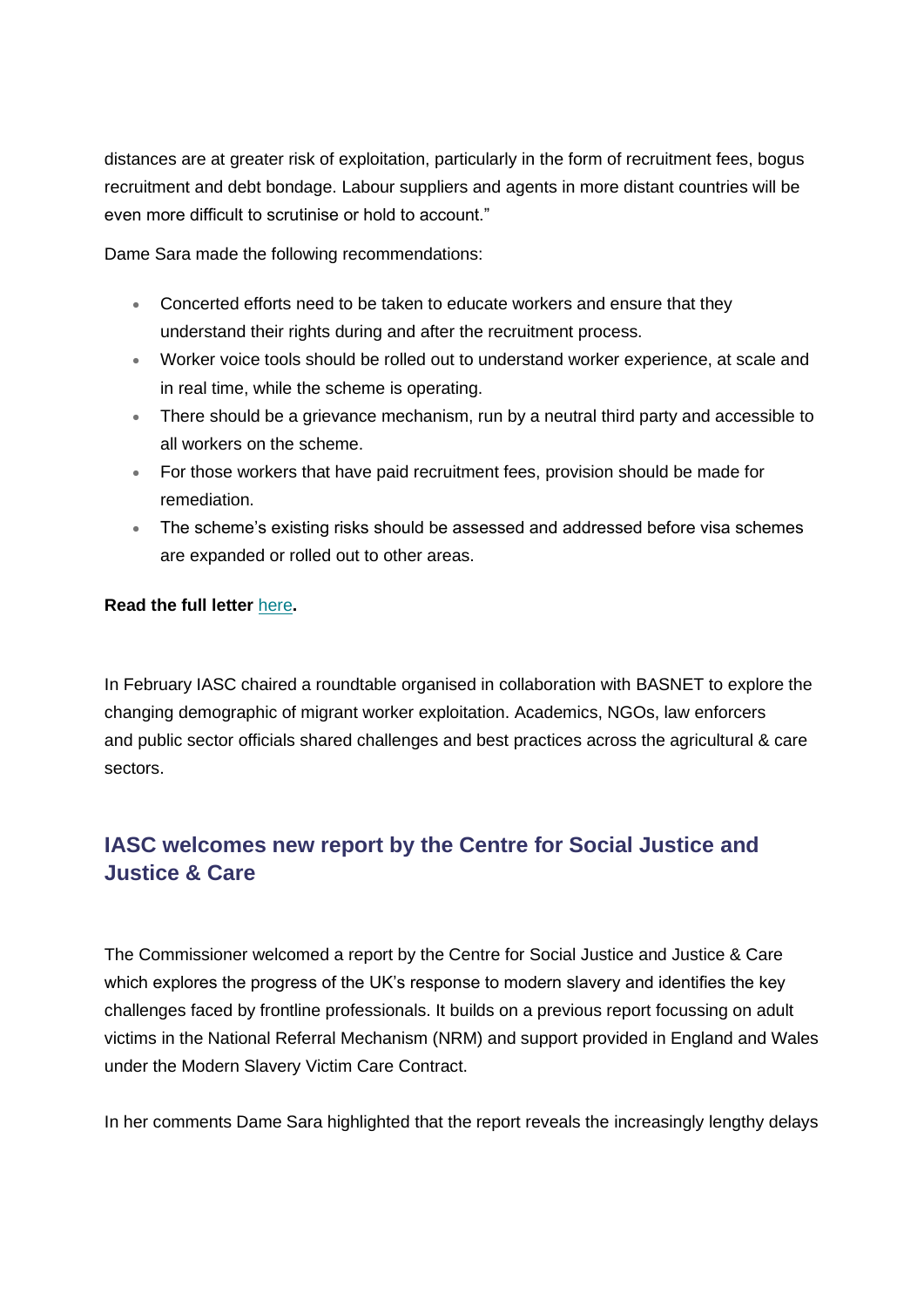distances are at greater risk of exploitation, particularly in the form of recruitment fees, bogus recruitment and debt bondage. Labour suppliers and agents in more distant countries will be even more difficult to scrutinise or hold to account."

Dame Sara made the following recommendations:

- Concerted efforts need to be taken to educate workers and ensure that they understand their rights during and after the recruitment process.
- Worker voice tools should be rolled out to understand worker experience, at scale and in real time, while the scheme is operating.
- There should be a grievance mechanism, run by a neutral third party and accessible to all workers on the scheme.
- For those workers that have paid recruitment fees, provision should be made for remediation.
- The scheme's existing risks should be assessed and addressed before visa schemes are expanded or rolled out to other areas.

**Read the full letter** [here](#)**.**

In February IASC chaired a roundtable organised in collaboration with BASNET to explore the changing demographic of migrant worker exploitation. Academics, NGOs, law enforcers and public sector officials shared challenges and best practices across the agricultural & care sectors.

## IASC welcomes new report by the Centre for Social Justice and Justice & Care

The Commissioner welcomed a report by the Centre for Social Justice and Justice & Care which explores the progress of the UK's response to modern slavery and identifies the key challenges faced by frontline professionals. It builds on a previous report focussing on adult victims in the National Referral Mechanism (NRM) and support provided in England and Wales under the Modern Slavery Victim Care Contract.

In her comments Dame Sara highlighted that the report reveals the increasingly lengthy delays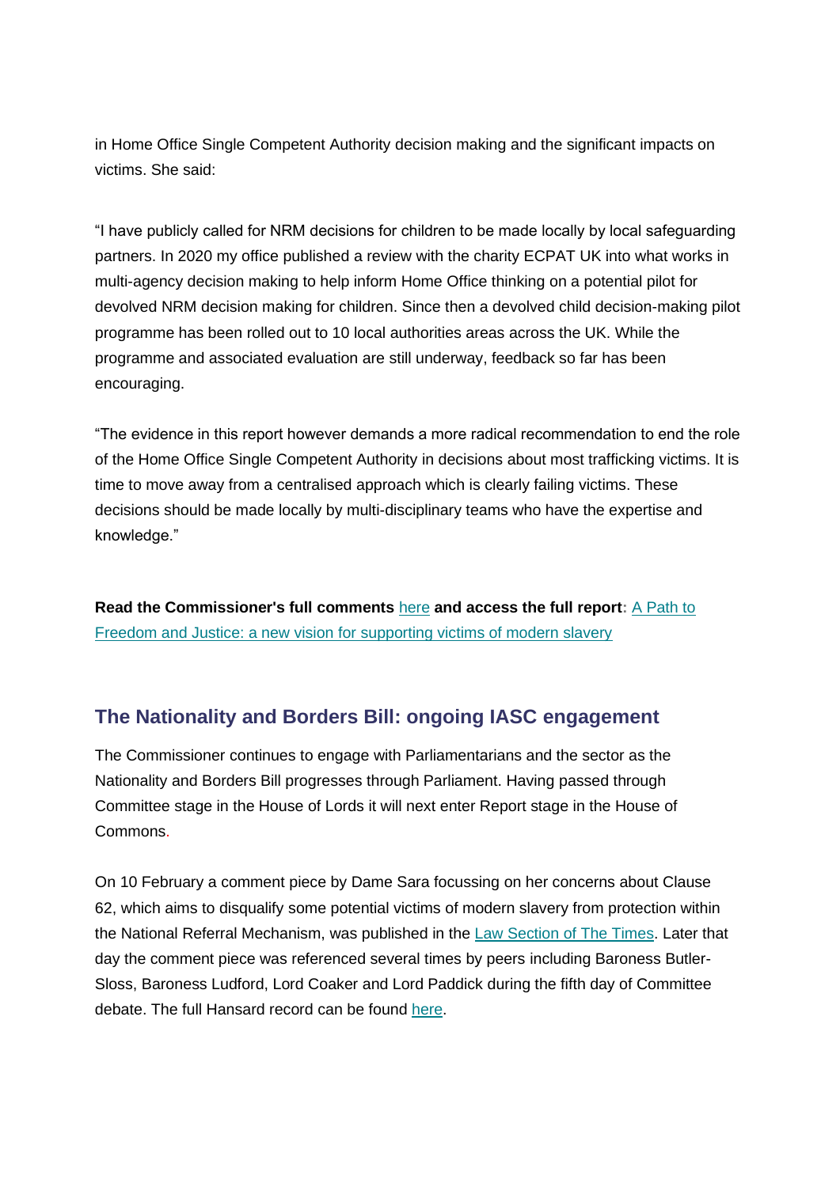in Home Office Single Competent Authority decision making and the significant impacts on victims. She said:

"I have publicly called for NRM decisions for children to be made locally by local safeguarding partners. In 2020 my office published a review with the charity ECPAT UK into what works in multi-agency decision making to help inform Home Office thinking on a potential pilot for devolved NRM decision making for children. Since then a devolved child decision-making pilot programme has been rolled out to 10 local authorities areas across the UK. While the programme and associated evaluation are still underway, feedback so far has been encouraging.

"The evidence in this report however demands a more radical recommendation to end the role of the Home Office Single Competent Authority in decisions about most trafficking victims. It is time to move away from a centralised approach which is clearly failing victims. These decisions should be made locally by multi-disciplinary teams who have the expertise and knowledge."

**Read the Commissioner's full comments** here **and access the full report:** A Path to Freedom and Justice: a new vision for supporting victims of modern slavery

## The Nationality and Borders Bill: ongoing IASC engagement

The Commissioner continues to engage with Parliamentarians and the sector as the Nationality and Borders Bill progresses through Parliament. Having passed through Committee stage in the House of Lords it will next enter Report stage in the House of Commons.

On 10 February a comment piece by Dame Sara focussing on her concerns about Clause 62, which aims to disqualify some potential victims of modern slavery from protection within the National Referral Mechanism, was published in the Law Section of The Times. Later that day the comment piece was referenced several times by peers including Baroness Butler-Sloss, Baroness Ludford, Lord Coaker and Lord Paddick during the fifth day of Committee debate. The full Hansard record can be found here.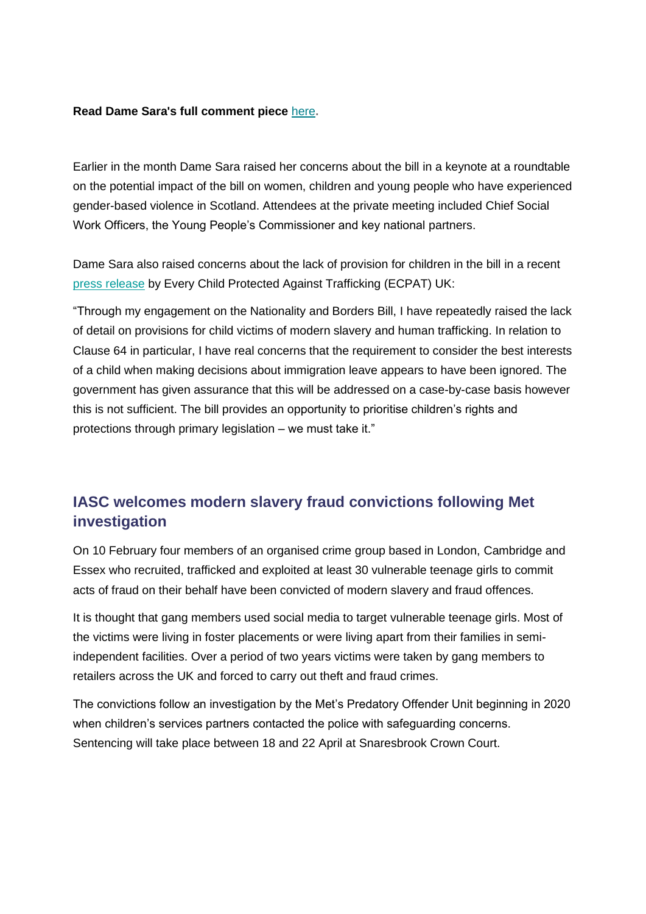**Read Dame Sara's full comment piece [here](#).**

Earlier in the month Dame Sara raised her concerns about the bill in a keynote at a roundtable on the potential impact of the bill on women, children and young people who have experienced gender-based violence in Scotland. Attendees at the private meeting included Chief Social Work Officers, the Young People's Commissioner and key national partners.

Dame Sara also raised concerns about the lack of provision for children in the bill in a recent [press release](#) by Every Child Protected Against Trafficking (ECPAT) UK:

"Through my engagement on the Nationality and Borders Bill, I have repeatedly raised the lack of detail on provisions for child victims of modern slavery and human trafficking. In relation to Clause 64 in particular, I have real concerns that the requirement to consider the best interests of a child when making decisions about immigration leave appears to have been ignored. The government has given assurance that this will be addressed on a case-by-case basis however this is not sufficient. The bill provides an opportunity to prioritise children's rights and protections through primary legislation – we must take it."

## IASC welcomes modern slavery fraud convictions following Met investigation

On 10 February four members of an organised crime group based in London, Cambridge and Essex who recruited, trafficked and exploited at least 30 vulnerable teenage girls to commit acts of fraud on their behalf have been convicted of modern slavery and fraud offences.

It is thought that gang members used social media to target vulnerable teenage girls. Most of the victims were living in foster placements or were living apart from their families in semi-independent facilities. Over a period of two years victims were taken by gang members to retailers across the UK and forced to carry out theft and fraud crimes.

The convictions follow an investigation by the Met's Predatory Offender Unit beginning in 2020 when children's services partners contacted the police with safeguarding concerns. Sentencing will take place between 18 and 22 April at Snaresbrook Crown Court.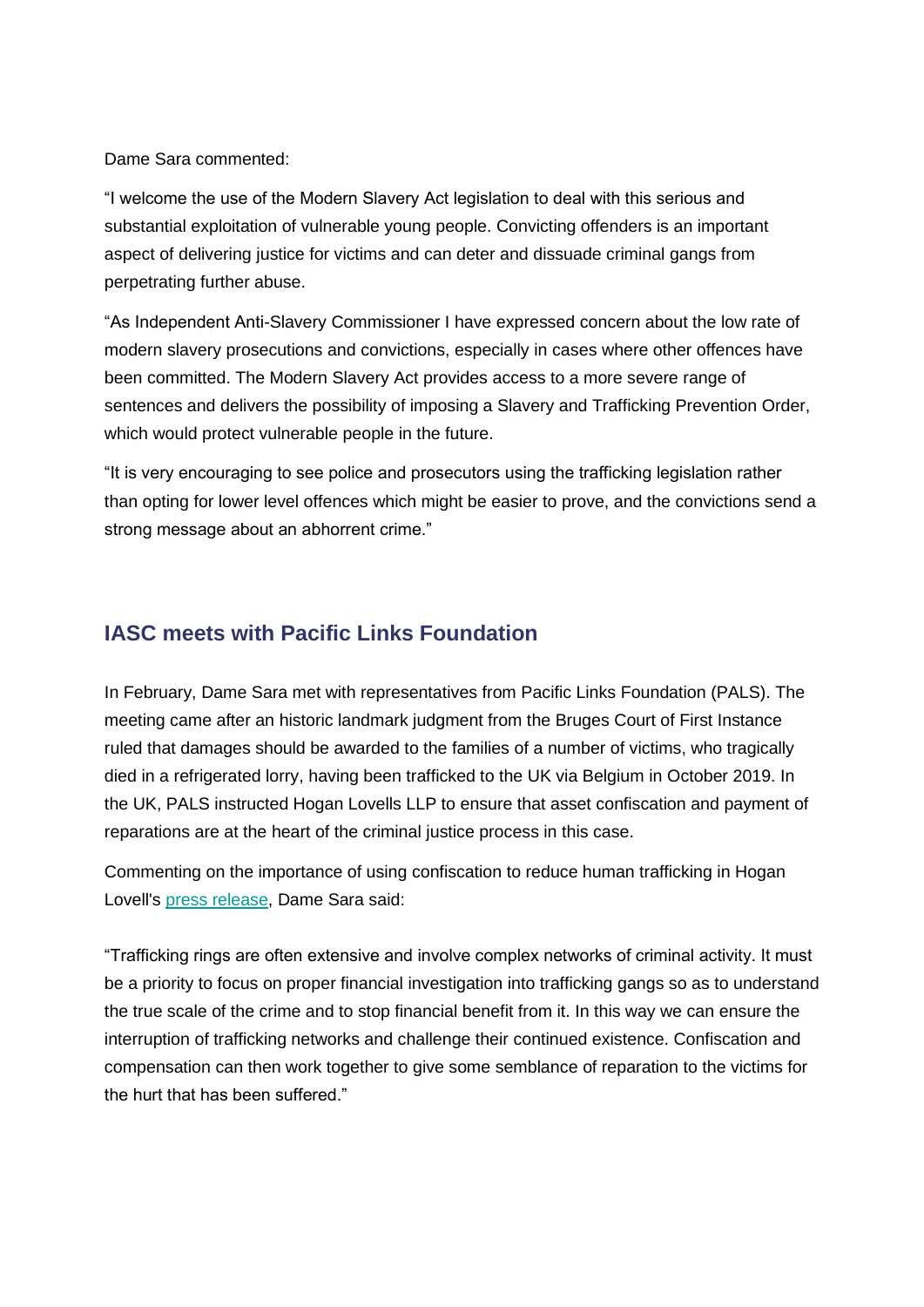Dame Sara commented:

“I welcome the use of the Modern Slavery Act legislation to deal with this serious and substantial exploitation of vulnerable young people. Convicting offenders is an important aspect of delivering justice for victims and can deter and dissuade criminal gangs from perpetrating further abuse.

“As Independent Anti-Slavery Commissioner I have expressed concern about the low rate of modern slavery prosecutions and convictions, especially in cases where other offences have been committed. The Modern Slavery Act provides access to a more severe range of sentences and delivers the possibility of imposing a Slavery and Trafficking Prevention Order, which would protect vulnerable people in the future.

“It is very encouraging to see police and prosecutors using the trafficking legislation rather than opting for lower level offences which might be easier to prove, and the convictions send a strong message about an abhorrent crime.”

## IASC meets with Pacific Links Foundation

In February, Dame Sara met with representatives from Pacific Links Foundation (PALS). The meeting came after an historic landmark judgment from the Bruges Court of First Instance ruled that damages should be awarded to the families of a number of victims, who tragically died in a refrigerated lorry, having been trafficked to the UK via Belgium in October 2019. In the UK, PALS instructed Hogan Lovells LLP to ensure that asset confiscation and payment of reparations are at the heart of the criminal justice process in this case.

Commenting on the importance of using confiscation to reduce human trafficking in Hogan Lovell's press release, Dame Sara said:

“Trafficking rings are often extensive and involve complex networks of criminal activity. It must be a priority to focus on proper financial investigation into trafficking gangs so as to understand the true scale of the crime and to stop financial benefit from it. In this way we can ensure the interruption of trafficking networks and challenge their continued existence. Confiscation and compensation can then work together to give some semblance of reparation to the victims for the hurt that has been suffered.”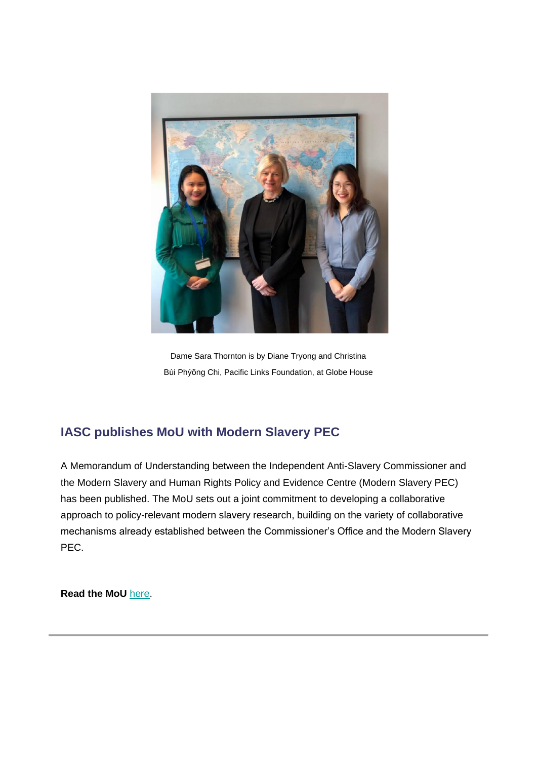Dame Sara Thornton is by Diane Tryong and Christina Bùi Phýõng Chi, Pacific Links Foundation, at Globe House

## IASC publishes MoU with Modern Slavery PEC

A Memorandum of Understanding between the Independent Anti-Slavery Commissioner and the Modern Slavery and Human Rights Policy and Evidence Centre (Modern Slavery PEC) has been published. The MoU sets out a joint commitment to developing a collaborative approach to policy-relevant modern slavery research, building on the variety of collaborative mechanisms already established between the Commissioner's Office and the Modern Slavery PEC.

**Read the MoU** here.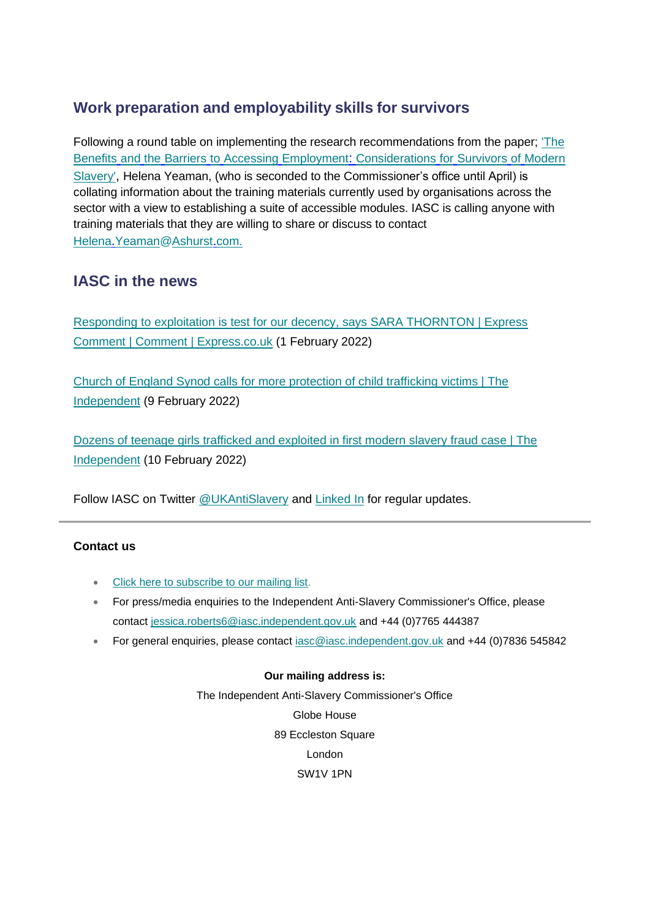## Work preparation and employability skills for survivors

Following a round table on implementing the research recommendations from the paper; 'The Benefits and the Barriers to Accessing Employment: Considerations for Survivors of Modern Slavery', Helena Yeaman, (who is seconded to the Commissioner's office until April) is collating information about the training materials currently used by organisations across the sector with a view to establishing a suite of accessible modules. IASC is calling anyone with training materials that they are willing to share or discuss to contact Helena.Yeaman@Ashurst.com.

## IASC in the news

Responding to exploitation is test for our decency, says SARA THORNTON | Express Comment | Comment | Express.co.uk (1 February 2022)

Church of England Synod calls for more protection of child trafficking victims | The Independent (9 February 2022)

Dozens of teenage girls trafficked and exploited in first modern slavery fraud case | The Independent (10 February 2022)

Follow IASC on Twitter @UKAntiSlavery and Linked In for regular updates.

---

**Contact us**

- Click here to subscribe to our mailing list.
- For press/media enquiries to the Independent Anti-Slavery Commissioner's Office, please contact jessica.roberts6@iasc.independent.gov.uk and +44 (0)7765 444387
- For general enquiries, please contact iasc@iasc.independent.gov.uk and +44 (0)7836 545842

**Our mailing address is:**

The Independent Anti-Slavery Commissioner's Office

Globe House

89 Eccleston Square

London

SW1V 1PN